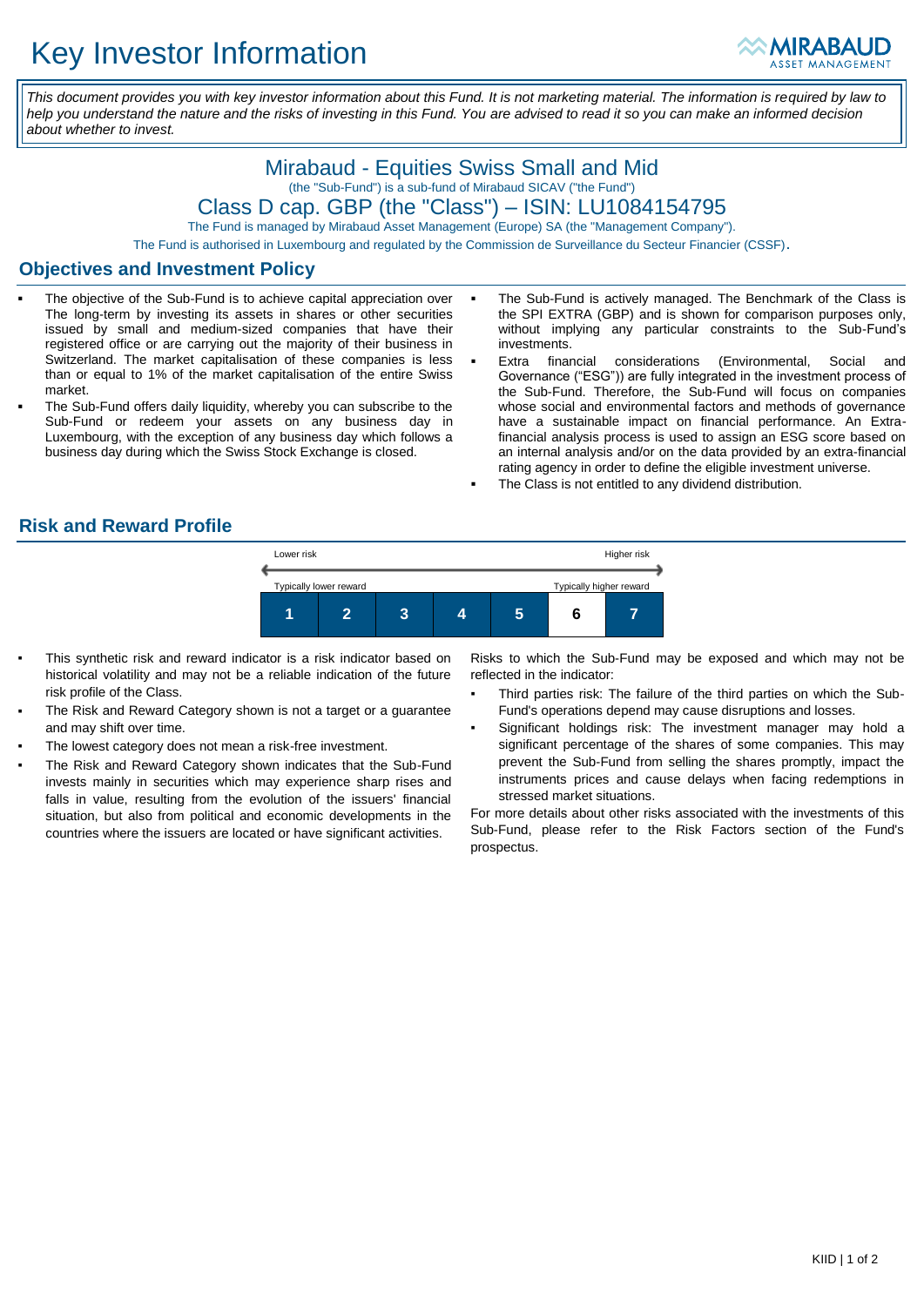# Key Investor Information

MIRABAUD ASSET MANAGEMENT

*This document provides you with key investor information about this Fund. It is not marketing material. The information is required by law to help you understand the nature and the risks of investing in this Fund. You are advised to read it so you can make an informed decision about whether to invest.*

## Mirabaud - Equities Swiss Small and Mid

(the "Sub-Fund") is a sub-fund of Mirabaud SICAV ("the Fund")

## Class D cap. GBP (the "Class") – ISIN: LU1084154795

The Fund is managed by Mirabaud Asset Management (Europe) SA (the "Management Company").

The Fund is authorised in Luxembourg and regulated by the Commission de Surveillance du Secteur Financier (CSSF).

## Objectives and Investment Policy

- The objective of the Sub-Fund is to achieve capital appreciation over The long-term by investing its assets in shares or other securities issued by small and medium-sized companies that have their registered office or are carrying out the majority of their business in Switzerland. The market capitalisation of these companies is less than or equal to 1% of the market capitalisation of the entire Swiss market.
- The Sub-Fund offers daily liquidity, whereby you can subscribe to the Sub-Fund or redeem your assets on any business day in Luxembourg, with the exception of any business day which follows a business day during which the Swiss Stock Exchange is closed.
- The Sub-Fund is actively managed. The Benchmark of the Class is the SPI EXTRA (GBP) and is shown for comparison purposes only, without implying any particular constraints to the Sub-Fund's investments.
- Extra financial considerations (Environmental, Social and Governance ("ESG")) are fully integrated in the investment process of the Sub-Fund. Therefore, the Sub-Fund will focus on companies whose social and environmental factors and methods of governance have a sustainable impact on financial performance. An Extra-financial analysis process is used to assign an ESG score based on an internal analysis and/or on the data provided by an extra-financial rating agency in order to define the eligible investment universe.
- The Class is not entitled to any dividend distribution.

## Risk and Reward Profile

| Lower risk | | | | | | Higher risk |
|---|---|---|---|---|---|---|
| Typically lower reward | | | | | | Typically higher reward |
| 1 | 2 | 3 | 4 | 5 | **6** | 7 |

- This synthetic risk and reward indicator is a risk indicator based on historical volatility and may not be a reliable indication of the future risk profile of the Class.
- The Risk and Reward Category shown is not a target or a guarantee and may shift over time.
- The lowest category does not mean a risk-free investment.
- The Risk and Reward Category shown indicates that the Sub-Fund invests mainly in securities which may experience sharp rises and falls in value, resulting from the evolution of the issuers' financial situation, but also from political and economic developments in the countries where the issuers are located or have significant activities.

Risks to which the Sub-Fund may be exposed and which may not be reflected in the indicator:

- Third parties risk: The failure of the third parties on which the Sub-Fund's operations depend may cause disruptions and losses.
- Significant holdings risk: The investment manager may hold a significant percentage of the shares of some companies. This may prevent the Sub-Fund from selling the shares promptly, impact the instruments prices and cause delays when facing redemptions in stressed market situations.

For more details about other risks associated with the investments of this Sub-Fund, please refer to the Risk Factors section of the Fund's prospectus.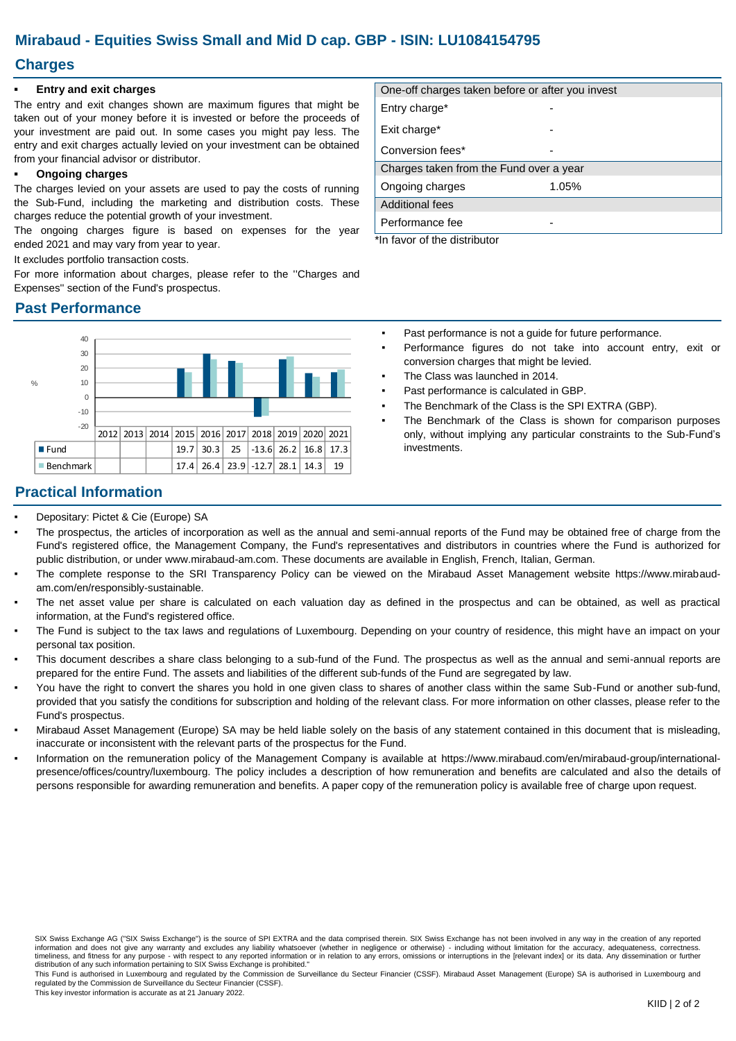# Mirabaud - Equities Swiss Small and Mid D cap. GBP - ISIN: LU1084154795

## Charges

- **Entry and exit charges**

The entry and exit changes shown are maximum figures that might be taken out of your money before it is invested or before the proceeds of your investment are paid out. In some cases you might pay less. The entry and exit charges actually levied on your investment can be obtained from your financial advisor or distributor.

- **Ongoing charges**

The charges levied on your assets are used to pay the costs of running the Sub-Fund, including the marketing and distribution costs. These charges reduce the potential growth of your investment.

The ongoing charges figure is based on expenses for the year ended 2021 and may vary from year to year.

It excludes portfolio transaction costs.

For more information about charges, please refer to the "Charges and Expenses" section of the Fund's prospectus.

| One-off charges taken before or after you invest | |
|---|---|
| Entry charge* | - |
| Exit charge* | - |
| Conversion fees* | - |
| **Charges taken from the Fund over a year** | |
| Ongoing charges | 1.05% |
| **Additional fees** | |
| Performance fee | - |

*In favor of the distributor

## Past Performance

%

40
30
20
10
0
-10
-20

| | 2012 | 2013 | 2014 | 2015 | 2016 | 2017 | 2018 | 2019 | 2020 | 2021 |
|---|---|---|---|---|---|---|---|---|---|---|
| Fund | | | | 19.7 | 30.3 | 25 | -13.6 | 26.2 | 16.8 | 17.3 |
| Benchmark | | | | 17.4 | 26.4 | 23.9 | -12.7 | 28.1 | 14.3 | 19 |

- Past performance is not a guide for future performance.
- Performance figures do not take into account entry, exit or conversion charges that might be levied.
- The Class was launched in 2014.
- Past performance is calculated in GBP.
- The Benchmark of the Class is the SPI EXTRA (GBP).
- The Benchmark of the Class is shown for comparison purposes only, without implying any particular constraints to the Sub-Fund's investments.

## Practical Information

- Depositary: Pictet & Cie (Europe) SA
- The prospectus, the articles of incorporation as well as the annual and semi-annual reports of the Fund may be obtained free of charge from the Fund's registered office, the Management Company, the Fund's representatives and distributors in countries where the Fund is authorized for public distribution, or under www.mirabaud-am.com. These documents are available in English, French, Italian, German.
- The complete response to the SRI Transparency Policy can be viewed on the Mirabaud Asset Management website https://www.mirabaud-am.com/en/responsibly-sustainable.
- The net asset value per share is calculated on each valuation day as defined in the prospectus and can be obtained, as well as practical information, at the Fund's registered office.
- The Fund is subject to the tax laws and regulations of Luxembourg. Depending on your country of residence, this might have an impact on your personal tax position.
- This document describes a share class belonging to a sub-fund of the Fund. The prospectus as well as the annual and semi-annual reports are prepared for the entire Fund. The assets and liabilities of the different sub-funds of the Fund are segregated by law.
- You have the right to convert the shares you hold in one given class to shares of another class within the same Sub-Fund or another sub-fund, provided that you satisfy the conditions for subscription and holding of the relevant class. For more information on other classes, please refer to the Fund's prospectus.
- Mirabaud Asset Management (Europe) SA may be held liable solely on the basis of any statement contained in this document that is misleading, inaccurate or inconsistent with the relevant parts of the prospectus for the Fund.
- Information on the remuneration policy of the Management Company is available at https://www.mirabaud.com/en/mirabaud-group/international-presence/offices/country/luxembourg. The policy includes a description of how remuneration and benefits are calculated and also the details of persons responsible for awarding remuneration and benefits. A paper copy of the remuneration policy is available free of charge upon request.

SIX Swiss Exchange AG ("SIX Swiss Exchange") is the source of SPI EXTRA and the data comprised therein. SIX Swiss Exchange has not been involved in any way in the creation of any reported information and does not give any warranty and excludes any liability whatsoever (whether in negligence or otherwise) - including without limitation for the accuracy, adequateness, correctness, timeliness, and fitness for any purpose - with respect to any reported information or in relation to any errors, omissions or interruptions in the [relevant index] or its data. Any dissemination or further distribution of any such information pertaining to SIX Swiss Exchange is prohibited."

This Fund is authorised in Luxembourg and regulated by the Commission de Surveillance du Secteur Financier (CSSF). Mirabaud Asset Management (Europe) SA is authorised in Luxembourg and regulated by the Commission de Surveillance du Secteur Financier (CSSF).

This key investor information is accurate as at 21 January 2022.